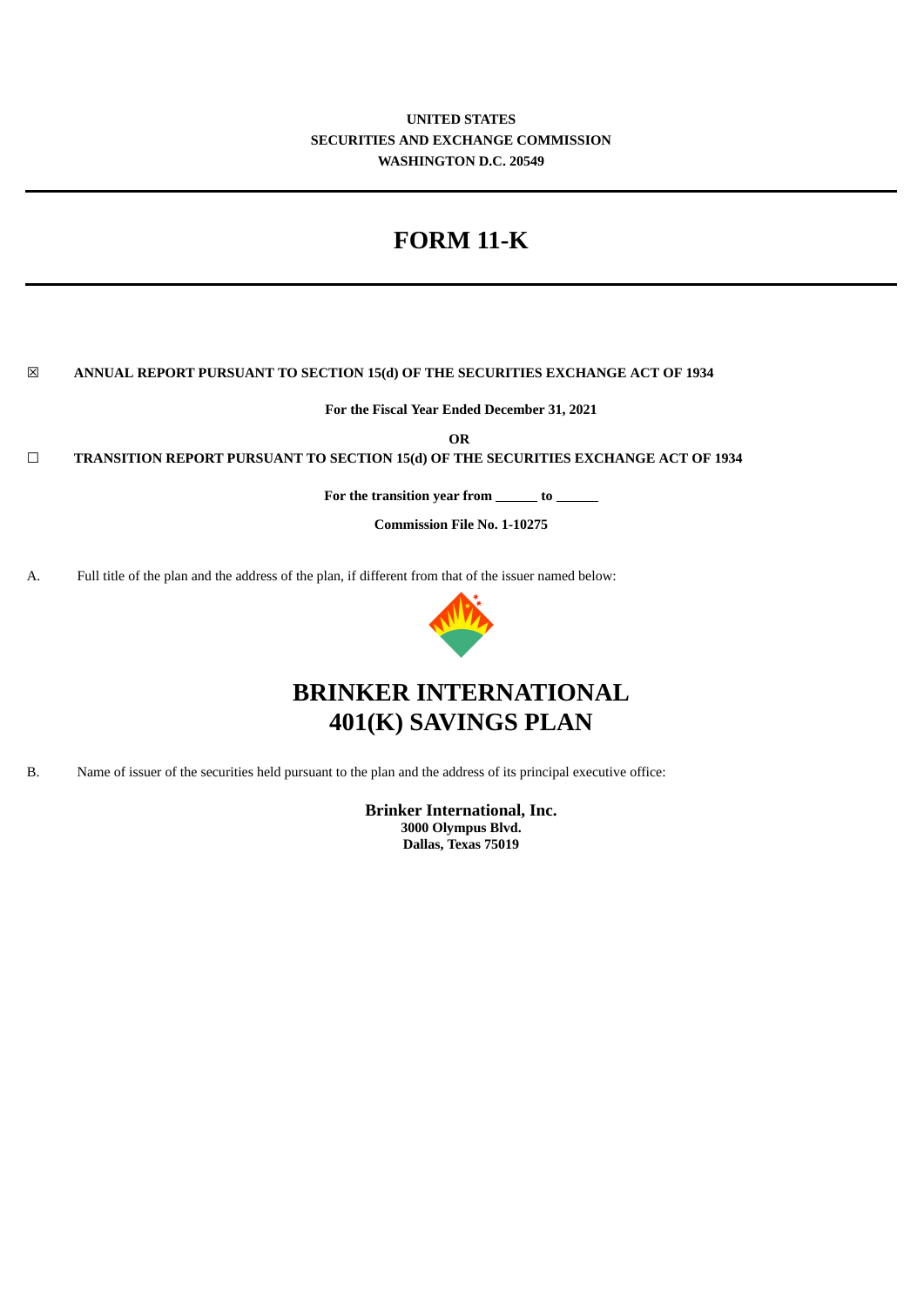**UNITED STATES**
**SECURITIES AND EXCHANGE COMMISSION**
**WASHINGTON D.C. 20549**

# FORM 11-K

☒ **ANNUAL REPORT PURSUANT TO SECTION 15(d) OF THE SECURITIES EXCHANGE ACT OF 1934**

**For the Fiscal Year Ended December 31, 2021**

**OR**

☐ **TRANSITION REPORT PURSUANT TO SECTION 15(d) OF THE SECURITIES EXCHANGE ACT OF 1934**

**For the transition year from ______ to ______**

**Commission File No. 1-10275**

A. Full title of the plan and the address of the plan, if different from that of the issuer named below:

# BRINKER INTERNATIONAL 401(K) SAVINGS PLAN

B. Name of issuer of the securities held pursuant to the plan and the address of its principal executive office:

**Brinker International, Inc.**
**3000 Olympus Blvd.**
**Dallas, Texas 75019**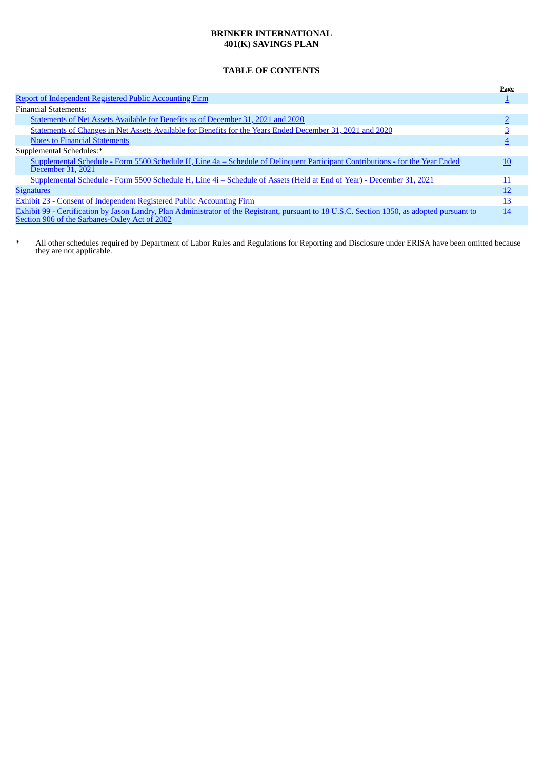# BRINKER INTERNATIONAL
# 401(K) SAVINGS PLAN

## TABLE OF CONTENTS

| | Page |
|---|---|
| Report of Independent Registered Public Accounting Firm | 1 |
| Financial Statements: | |
| Statements of Net Assets Available for Benefits as of December 31, 2021 and 2020 | 2 |
| Statements of Changes in Net Assets Available for Benefits for the Years Ended December 31, 2021 and 2020 | 3 |
| Notes to Financial Statements | 4 |
| Supplemental Schedules:* | |
| Supplemental Schedule - Form 5500 Schedule H, Line 4a – Schedule of Delinquent Participant Contributions - for the Year Ended December 31, 2021 | 10 |
| Supplemental Schedule - Form 5500 Schedule H, Line 4i – Schedule of Assets (Held at End of Year) - December 31, 2021 | 11 |
| Signatures | 12 |
| Exhibit 23 - Consent of Independent Registered Public Accounting Firm | 13 |
| Exhibit 99 - Certification by Jason Landry, Plan Administrator of the Registrant, pursuant to 18 U.S.C. Section 1350, as adopted pursuant to Section 906 of the Sarbanes-Oxley Act of 2002 | 14 |

\* All other schedules required by Department of Labor Rules and Regulations for Reporting and Disclosure under ERISA have been omitted because they are not applicable.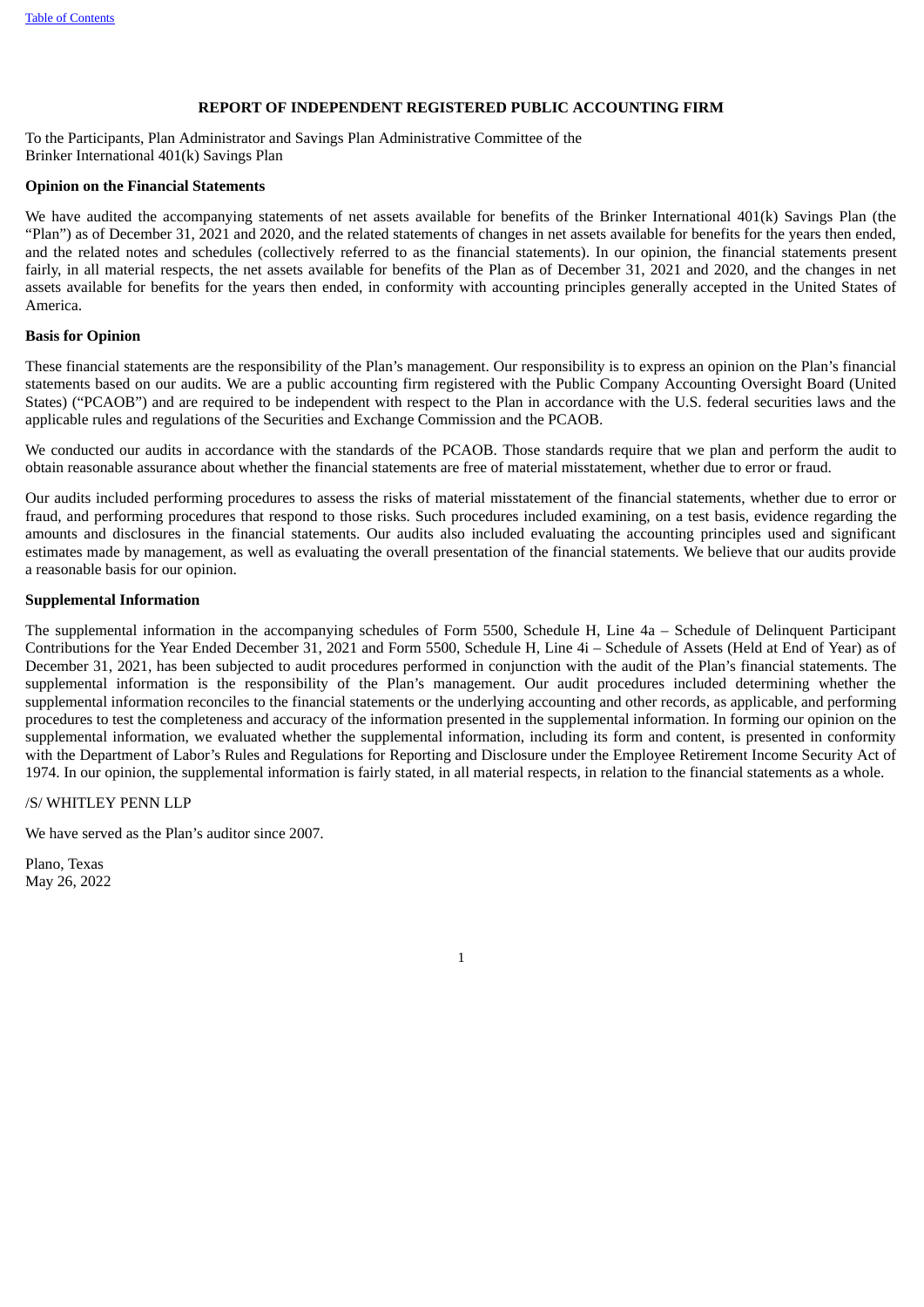## REPORT OF INDEPENDENT REGISTERED PUBLIC ACCOUNTING FIRM

To the Participants, Plan Administrator and Savings Plan Administrative Committee of the
Brinker International 401(k) Savings Plan

**Opinion on the Financial Statements**

We have audited the accompanying statements of net assets available for benefits of the Brinker International 401(k) Savings Plan (the "Plan") as of December 31, 2021 and 2020, and the related statements of changes in net assets available for benefits for the years then ended, and the related notes and schedules (collectively referred to as the financial statements). In our opinion, the financial statements present fairly, in all material respects, the net assets available for benefits of the Plan as of December 31, 2021 and 2020, and the changes in net assets available for benefits for the years then ended, in conformity with accounting principles generally accepted in the United States of America.

**Basis for Opinion**

These financial statements are the responsibility of the Plan's management. Our responsibility is to express an opinion on the Plan's financial statements based on our audits. We are a public accounting firm registered with the Public Company Accounting Oversight Board (United States) ("PCAOB") and are required to be independent with respect to the Plan in accordance with the U.S. federal securities laws and the applicable rules and regulations of the Securities and Exchange Commission and the PCAOB.

We conducted our audits in accordance with the standards of the PCAOB. Those standards require that we plan and perform the audit to obtain reasonable assurance about whether the financial statements are free of material misstatement, whether due to error or fraud.

Our audits included performing procedures to assess the risks of material misstatement of the financial statements, whether due to error or fraud, and performing procedures that respond to those risks. Such procedures included examining, on a test basis, evidence regarding the amounts and disclosures in the financial statements. Our audits also included evaluating the accounting principles used and significant estimates made by management, as well as evaluating the overall presentation of the financial statements. We believe that our audits provide a reasonable basis for our opinion.

**Supplemental Information**

The supplemental information in the accompanying schedules of Form 5500, Schedule H, Line 4a – Schedule of Delinquent Participant Contributions for the Year Ended December 31, 2021 and Form 5500, Schedule H, Line 4i – Schedule of Assets (Held at End of Year) as of December 31, 2021, has been subjected to audit procedures performed in conjunction with the audit of the Plan's financial statements. The supplemental information is the responsibility of the Plan's management. Our audit procedures included determining whether the supplemental information reconciles to the financial statements or the underlying accounting and other records, as applicable, and performing procedures to test the completeness and accuracy of the information presented in the supplemental information. In forming our opinion on the supplemental information, we evaluated whether the supplemental information, including its form and content, is presented in conformity with the Department of Labor's Rules and Regulations for Reporting and Disclosure under the Employee Retirement Income Security Act of 1974. In our opinion, the supplemental information is fairly stated, in all material respects, in relation to the financial statements as a whole.

/S/ WHITLEY PENN LLP

We have served as the Plan's auditor since 2007.

Plano, Texas
May 26, 2022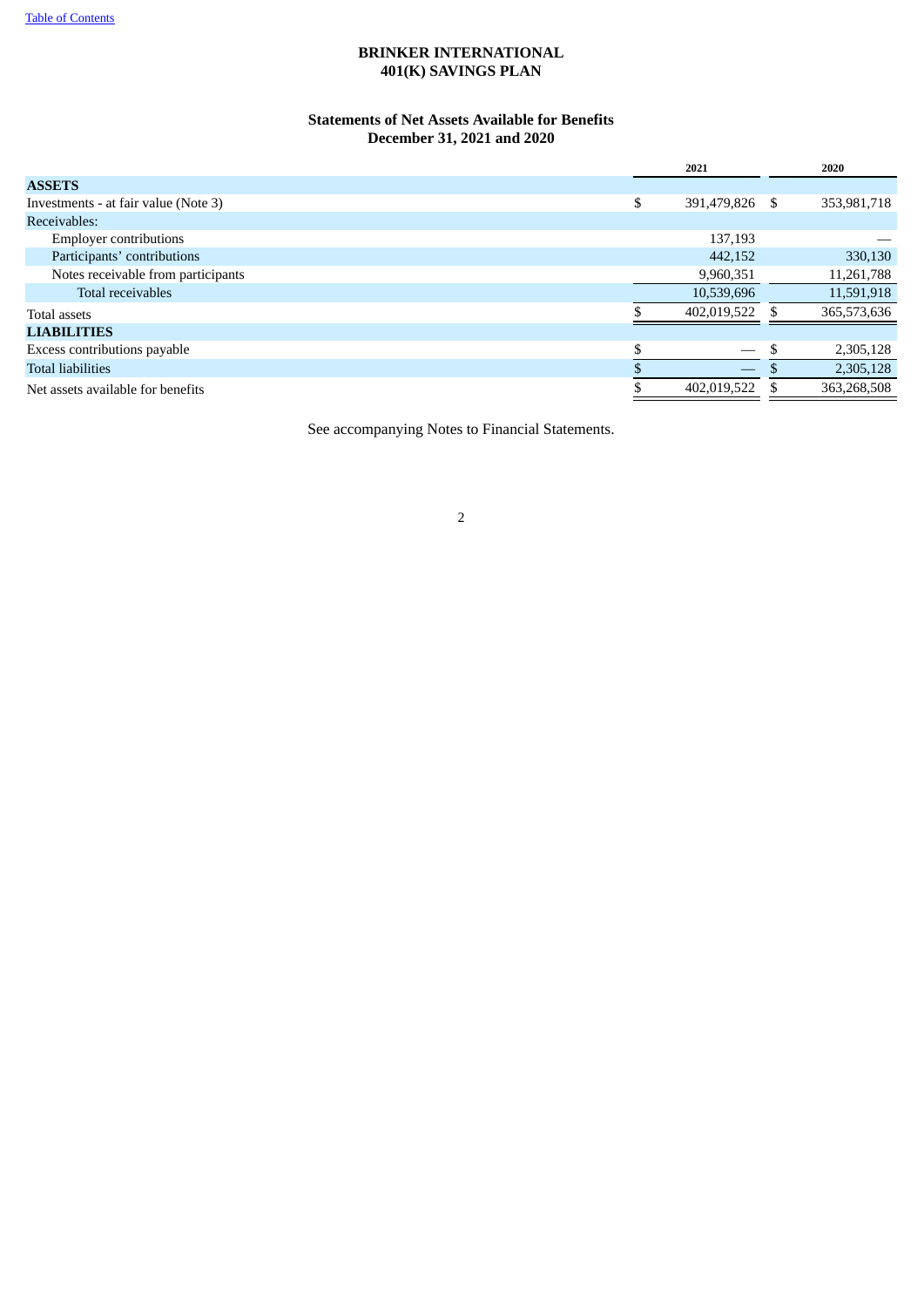# BRINKER INTERNATIONAL
# 401(K) SAVINGS PLAN

## Statements of Net Assets Available for Benefits
## December 31, 2021 and 2020

| | 2021 | 2020 |
|---|---|---|
| **ASSETS** | | |
| Investments - at fair value (Note 3) | $ 391,479,826 | $ 353,981,718 |
| Receivables: | | |
| Employer contributions | 137,193 | — |
| Participants' contributions | 442,152 | 330,130 |
| Notes receivable from participants | 9,960,351 | 11,261,788 |
| Total receivables | 10,539,696 | 11,591,918 |
| Total assets | $ 402,019,522 | $ 365,573,636 |
| **LIABILITIES** | | |
| Excess contributions payable | $ — | $ 2,305,128 |
| Total liabilities | $ — | $ 2,305,128 |
| Net assets available for benefits | $ 402,019,522 | $ 363,268,508 |

See accompanying Notes to Financial Statements.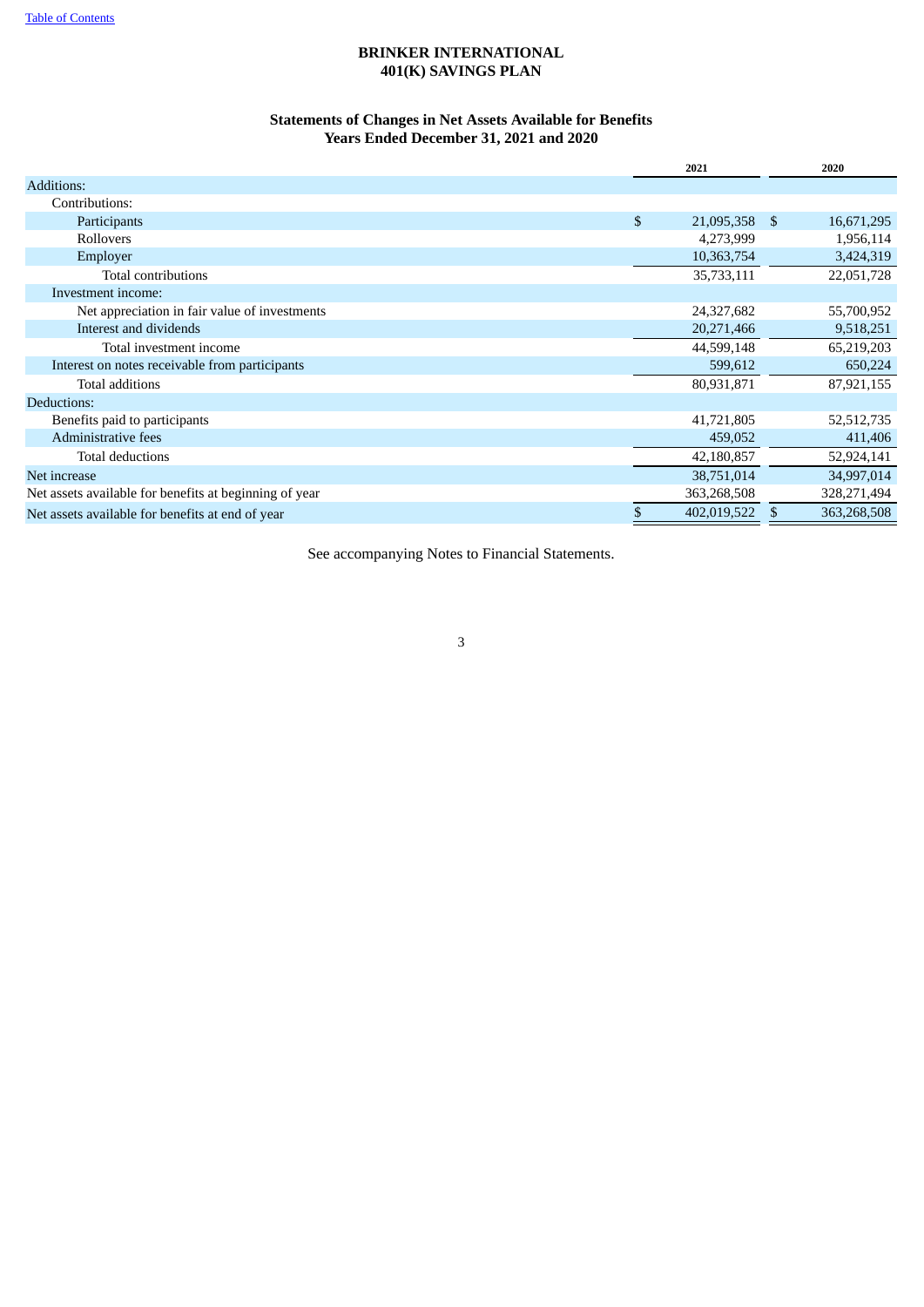# BRINKER INTERNATIONAL
# 401(K) SAVINGS PLAN

## Statements of Changes in Net Assets Available for Benefits
## Years Ended December 31, 2021 and 2020

| | 2021 | 2020 |
|---|---|---|
| Additions: | | |
| Contributions: | | |
| Participants | $ 21,095,358 | $ 16,671,295 |
| Rollovers | 4,273,999 | 1,956,114 |
| Employer | 10,363,754 | 3,424,319 |
| Total contributions | 35,733,111 | 22,051,728 |
| Investment income: | | |
| Net appreciation in fair value of investments | 24,327,682 | 55,700,952 |
| Interest and dividends | 20,271,466 | 9,518,251 |
| Total investment income | 44,599,148 | 65,219,203 |
| Interest on notes receivable from participants | 599,612 | 650,224 |
| Total additions | 80,931,871 | 87,921,155 |
| Deductions: | | |
| Benefits paid to participants | 41,721,805 | 52,512,735 |
| Administrative fees | 459,052 | 411,406 |
| Total deductions | 42,180,857 | 52,924,141 |
| Net increase | 38,751,014 | 34,997,014 |
| Net assets available for benefits at beginning of year | 363,268,508 | 328,271,494 |
| Net assets available for benefits at end of year | $ 402,019,522 | $ 363,268,508 |

See accompanying Notes to Financial Statements.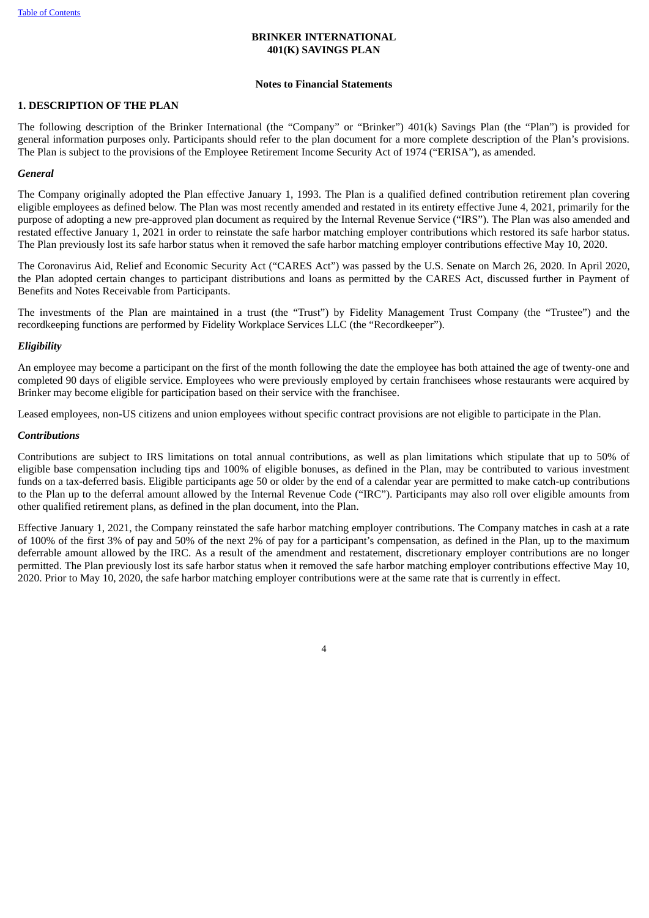# BRINKER INTERNATIONAL
# 401(K) SAVINGS PLAN

## Notes to Financial Statements

### 1. DESCRIPTION OF THE PLAN

The following description of the Brinker International (the "Company" or "Brinker") 401(k) Savings Plan (the "Plan") is provided for general information purposes only. Participants should refer to the plan document for a more complete description of the Plan's provisions. The Plan is subject to the provisions of the Employee Retirement Income Security Act of 1974 ("ERISA"), as amended.

#### *General*

The Company originally adopted the Plan effective January 1, 1993. The Plan is a qualified defined contribution retirement plan covering eligible employees as defined below. The Plan was most recently amended and restated in its entirety effective June 4, 2021, primarily for the purpose of adopting a new pre-approved plan document as required by the Internal Revenue Service ("IRS"). The Plan was also amended and restated effective January 1, 2021 in order to reinstate the safe harbor matching employer contributions which restored its safe harbor status. The Plan previously lost its safe harbor status when it removed the safe harbor matching employer contributions effective May 10, 2020.

The Coronavirus Aid, Relief and Economic Security Act ("CARES Act") was passed by the U.S. Senate on March 26, 2020. In April 2020, the Plan adopted certain changes to participant distributions and loans as permitted by the CARES Act, discussed further in Payment of Benefits and Notes Receivable from Participants.

The investments of the Plan are maintained in a trust (the "Trust") by Fidelity Management Trust Company (the "Trustee") and the recordkeeping functions are performed by Fidelity Workplace Services LLC (the "Recordkeeper").

#### *Eligibility*

An employee may become a participant on the first of the month following the date the employee has both attained the age of twenty-one and completed 90 days of eligible service. Employees who were previously employed by certain franchisees whose restaurants were acquired by Brinker may become eligible for participation based on their service with the franchisee.

Leased employees, non-US citizens and union employees without specific contract provisions are not eligible to participate in the Plan.

#### *Contributions*

Contributions are subject to IRS limitations on total annual contributions, as well as plan limitations which stipulate that up to 50% of eligible base compensation including tips and 100% of eligible bonuses, as defined in the Plan, may be contributed to various investment funds on a tax-deferred basis. Eligible participants age 50 or older by the end of a calendar year are permitted to make catch-up contributions to the Plan up to the deferral amount allowed by the Internal Revenue Code ("IRC"). Participants may also roll over eligible amounts from other qualified retirement plans, as defined in the plan document, into the Plan.

Effective January 1, 2021, the Company reinstated the safe harbor matching employer contributions. The Company matches in cash at a rate of 100% of the first 3% of pay and 50% of the next 2% of pay for a participant's compensation, as defined in the Plan, up to the maximum deferrable amount allowed by the IRC. As a result of the amendment and restatement, discretionary employer contributions are no longer permitted. The Plan previously lost its safe harbor status when it removed the safe harbor matching employer contributions effective May 10, 2020. Prior to May 10, 2020, the safe harbor matching employer contributions were at the same rate that is currently in effect.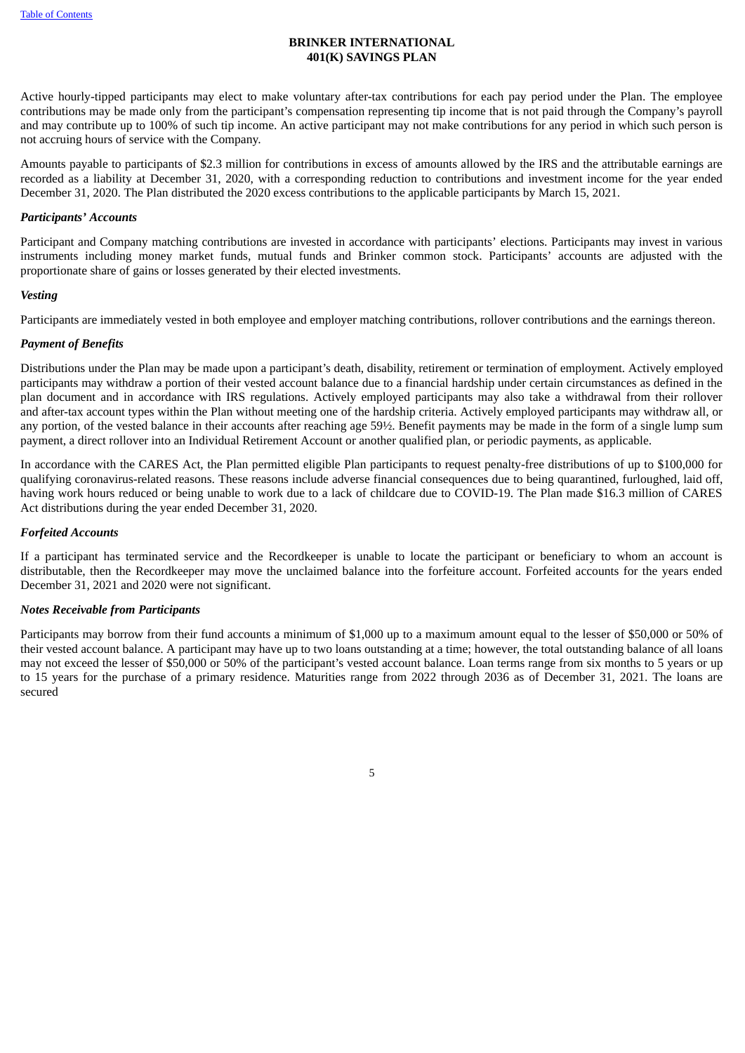Active hourly-tipped participants may elect to make voluntary after-tax contributions for each pay period under the Plan. The employee contributions may be made only from the participant's compensation representing tip income that is not paid through the Company's payroll and may contribute up to 100% of such tip income. An active participant may not make contributions for any period in which such person is not accruing hours of service with the Company.

Amounts payable to participants of $2.3 million for contributions in excess of amounts allowed by the IRS and the attributable earnings are recorded as a liability at December 31, 2020, with a corresponding reduction to contributions and investment income for the year ended December 31, 2020. The Plan distributed the 2020 excess contributions to the applicable participants by March 15, 2021.

***Participants' Accounts***

Participant and Company matching contributions are invested in accordance with participants' elections. Participants may invest in various instruments including money market funds, mutual funds and Brinker common stock. Participants' accounts are adjusted with the proportionate share of gains or losses generated by their elected investments.

***Vesting***

Participants are immediately vested in both employee and employer matching contributions, rollover contributions and the earnings thereon.

***Payment of Benefits***

Distributions under the Plan may be made upon a participant's death, disability, retirement or termination of employment. Actively employed participants may withdraw a portion of their vested account balance due to a financial hardship under certain circumstances as defined in the plan document and in accordance with IRS regulations. Actively employed participants may also take a withdrawal from their rollover and after-tax account types within the Plan without meeting one of the hardship criteria. Actively employed participants may withdraw all, or any portion, of the vested balance in their accounts after reaching age 59½. Benefit payments may be made in the form of a single lump sum payment, a direct rollover into an Individual Retirement Account or another qualified plan, or periodic payments, as applicable.

In accordance with the CARES Act, the Plan permitted eligible Plan participants to request penalty-free distributions of up to $100,000 for qualifying coronavirus-related reasons. These reasons include adverse financial consequences due to being quarantined, furloughed, laid off, having work hours reduced or being unable to work due to a lack of childcare due to COVID-19. The Plan made $16.3 million of CARES Act distributions during the year ended December 31, 2020.

***Forfeited Accounts***

If a participant has terminated service and the Recordkeeper is unable to locate the participant or beneficiary to whom an account is distributable, then the Recordkeeper may move the unclaimed balance into the forfeiture account. Forfeited accounts for the years ended December 31, 2021 and 2020 were not significant.

***Notes Receivable from Participants***

Participants may borrow from their fund accounts a minimum of $1,000 up to a maximum amount equal to the lesser of $50,000 or 50% of their vested account balance. A participant may have up to two loans outstanding at a time; however, the total outstanding balance of all loans may not exceed the lesser of $50,000 or 50% of the participant's vested account balance. Loan terms range from six months to 5 years or up to 15 years for the purchase of a primary residence. Maturities range from 2022 through 2036 as of December 31, 2021. The loans are secured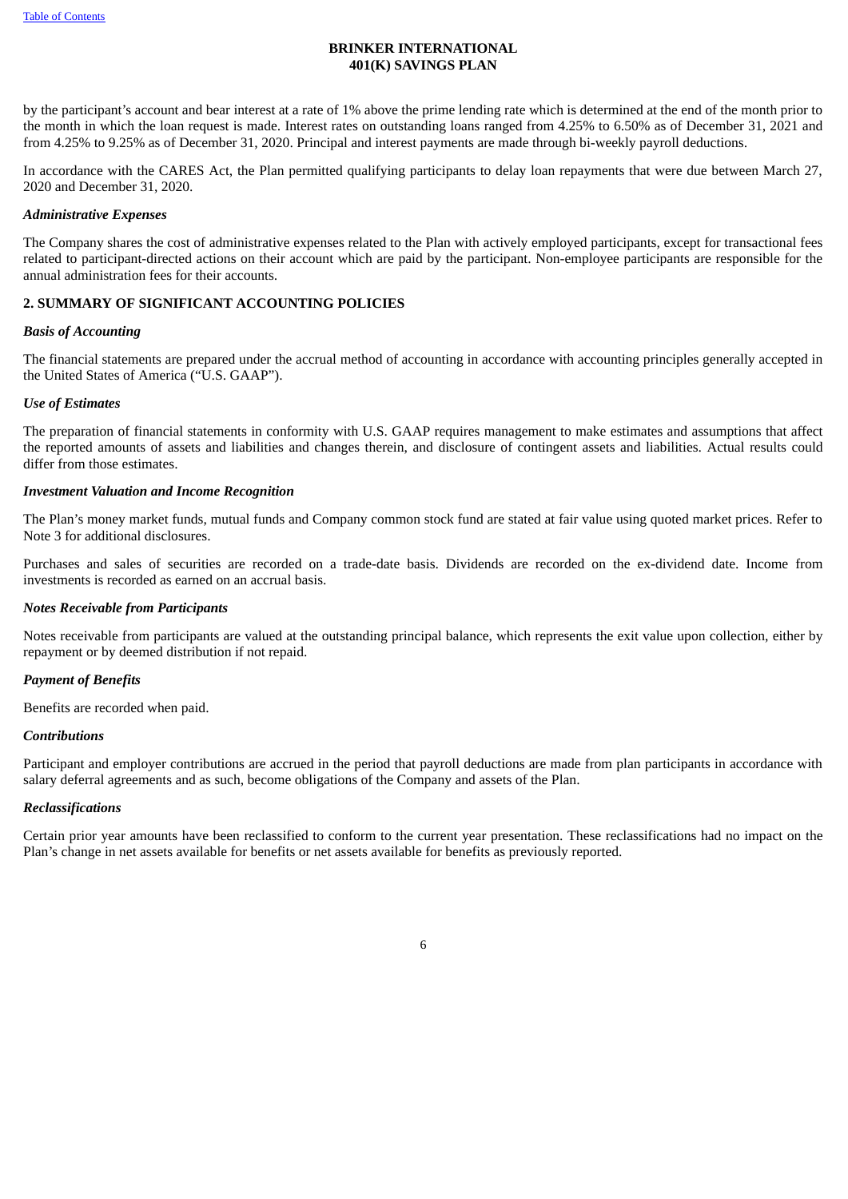by the participant's account and bear interest at a rate of 1% above the prime lending rate which is determined at the end of the month prior to the month in which the loan request is made. Interest rates on outstanding loans ranged from 4.25% to 6.50% as of December 31, 2021 and from 4.25% to 9.25% as of December 31, 2020. Principal and interest payments are made through bi-weekly payroll deductions.

In accordance with the CARES Act, the Plan permitted qualifying participants to delay loan repayments that were due between March 27, 2020 and December 31, 2020.

***Administrative Expenses***

The Company shares the cost of administrative expenses related to the Plan with actively employed participants, except for transactional fees related to participant-directed actions on their account which are paid by the participant. Non-employee participants are responsible for the annual administration fees for their accounts.

## 2. SUMMARY OF SIGNIFICANT ACCOUNTING POLICIES

***Basis of Accounting***

The financial statements are prepared under the accrual method of accounting in accordance with accounting principles generally accepted in the United States of America ("U.S. GAAP").

***Use of Estimates***

The preparation of financial statements in conformity with U.S. GAAP requires management to make estimates and assumptions that affect the reported amounts of assets and liabilities and changes therein, and disclosure of contingent assets and liabilities. Actual results could differ from those estimates.

***Investment Valuation and Income Recognition***

The Plan's money market funds, mutual funds and Company common stock fund are stated at fair value using quoted market prices. Refer to Note 3 for additional disclosures.

Purchases and sales of securities are recorded on a trade-date basis. Dividends are recorded on the ex-dividend date. Income from investments is recorded as earned on an accrual basis.

***Notes Receivable from Participants***

Notes receivable from participants are valued at the outstanding principal balance, which represents the exit value upon collection, either by repayment or by deemed distribution if not repaid.

***Payment of Benefits***

Benefits are recorded when paid.

***Contributions***

Participant and employer contributions are accrued in the period that payroll deductions are made from plan participants in accordance with salary deferral agreements and as such, become obligations of the Company and assets of the Plan.

***Reclassifications***

Certain prior year amounts have been reclassified to conform to the current year presentation. These reclassifications had no impact on the Plan's change in net assets available for benefits or net assets available for benefits as previously reported.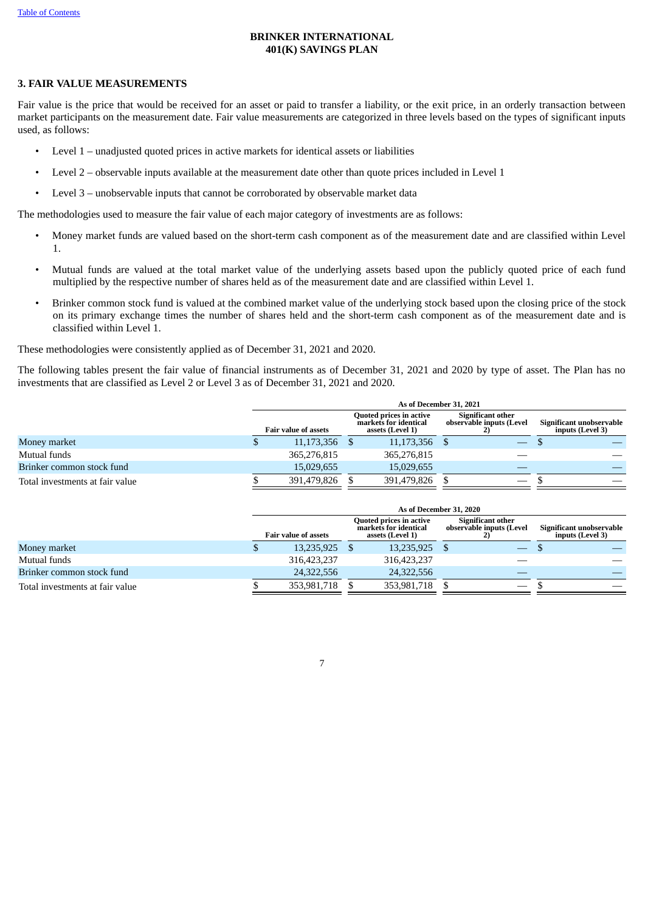BRINKER INTERNATIONAL
401(K) SAVINGS PLAN

## 3. FAIR VALUE MEASUREMENTS

Fair value is the price that would be received for an asset or paid to transfer a liability, or the exit price, in an orderly transaction between market participants on the measurement date. Fair value measurements are categorized in three levels based on the types of significant inputs used, as follows:

- Level 1 – unadjusted quoted prices in active markets for identical assets or liabilities
- Level 2 – observable inputs available at the measurement date other than quote prices included in Level 1
- Level 3 – unobservable inputs that cannot be corroborated by observable market data

The methodologies used to measure the fair value of each major category of investments are as follows:

- Money market funds are valued based on the short-term cash component as of the measurement date and are classified within Level 1.
- Mutual funds are valued at the total market value of the underlying assets based upon the publicly quoted price of each fund multiplied by the respective number of shares held as of the measurement date and are classified within Level 1.
- Brinker common stock fund is valued at the combined market value of the underlying stock based upon the closing price of the stock on its primary exchange times the number of shares held and the short-term cash component as of the measurement date and is classified within Level 1.

These methodologies were consistently applied as of December 31, 2021 and 2020.

The following tables present the fair value of financial instruments as of December 31, 2021 and 2020 by type of asset. The Plan has no investments that are classified as Level 2 or Level 3 as of December 31, 2021 and 2020.

| | As of December 31, 2021 | | | |
|---|---|---|---|---|
| | Fair value of assets | Quoted prices in active markets for identical assets (Level 1) | Significant other observable inputs (Level 2) | Significant unobservable inputs (Level 3) |
| Money market | $ 11,173,356 | $ 11,173,356 | $ — | $ — |
| Mutual funds | 365,276,815 | 365,276,815 | — | — |
| Brinker common stock fund | 15,029,655 | 15,029,655 | — | — |
| Total investments at fair value | $ 391,479,826 | $ 391,479,826 | $ — | $ — |

| | As of December 31, 2020 | | | |
|---|---|---|---|---|
| | Fair value of assets | Quoted prices in active markets for identical assets (Level 1) | Significant other observable inputs (Level 2) | Significant unobservable inputs (Level 3) |
| Money market | $ 13,235,925 | $ 13,235,925 | $ — | $ — |
| Mutual funds | 316,423,237 | 316,423,237 | — | — |
| Brinker common stock fund | 24,322,556 | 24,322,556 | — | — |
| Total investments at fair value | $ 353,981,718 | $ 353,981,718 | $ — | $ — |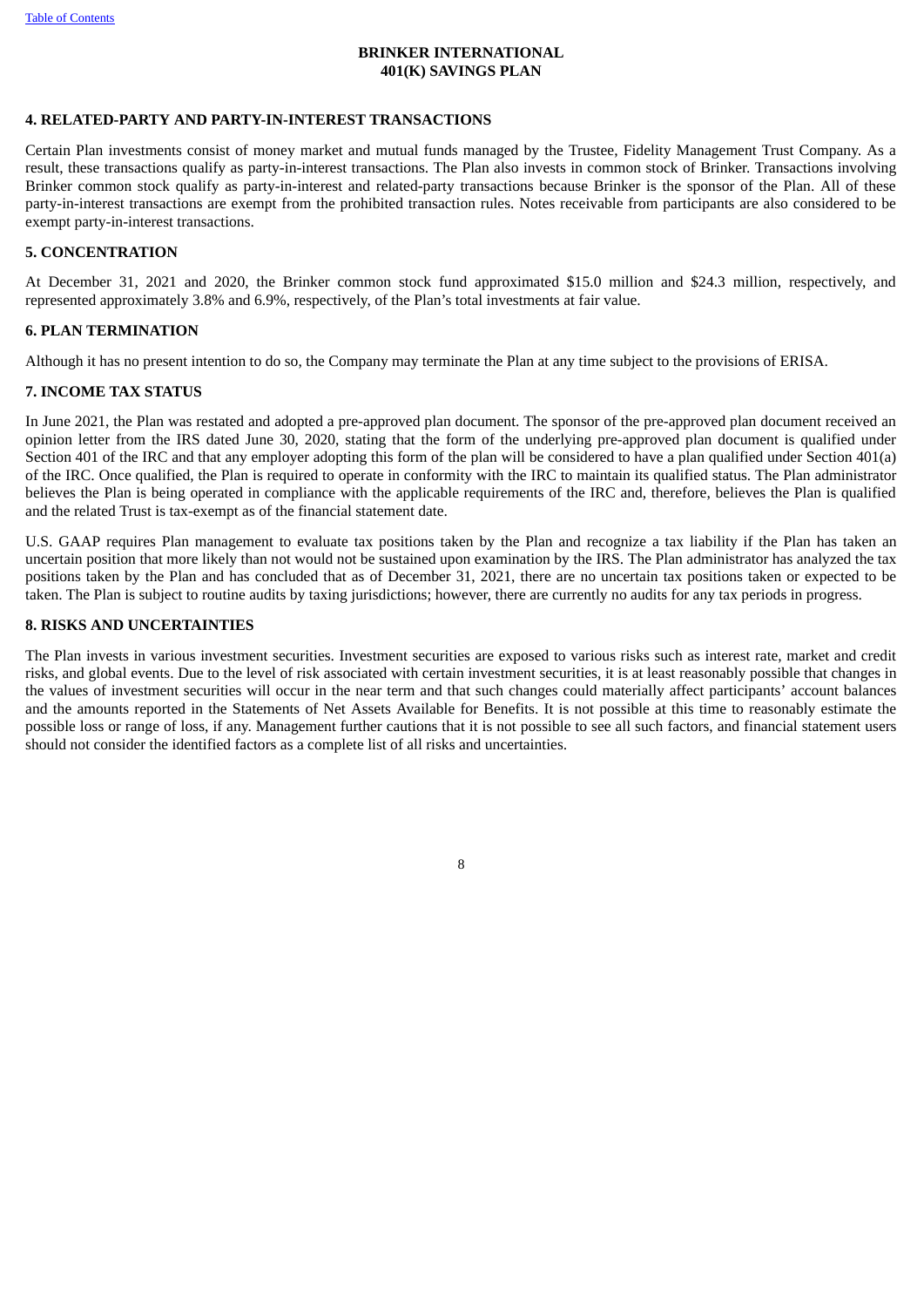## 4. RELATED-PARTY AND PARTY-IN-INTEREST TRANSACTIONS

Certain Plan investments consist of money market and mutual funds managed by the Trustee, Fidelity Management Trust Company. As a result, these transactions qualify as party-in-interest transactions. The Plan also invests in common stock of Brinker. Transactions involving Brinker common stock qualify as party-in-interest and related-party transactions because Brinker is the sponsor of the Plan. All of these party-in-interest transactions are exempt from the prohibited transaction rules. Notes receivable from participants are also considered to be exempt party-in-interest transactions.

## 5. CONCENTRATION

At December 31, 2021 and 2020, the Brinker common stock fund approximated $15.0 million and $24.3 million, respectively, and represented approximately 3.8% and 6.9%, respectively, of the Plan's total investments at fair value.

## 6. PLAN TERMINATION

Although it has no present intention to do so, the Company may terminate the Plan at any time subject to the provisions of ERISA.

## 7. INCOME TAX STATUS

In June 2021, the Plan was restated and adopted a pre-approved plan document. The sponsor of the pre-approved plan document received an opinion letter from the IRS dated June 30, 2020, stating that the form of the underlying pre-approved plan document is qualified under Section 401 of the IRC and that any employer adopting this form of the plan will be considered to have a plan qualified under Section 401(a) of the IRC. Once qualified, the Plan is required to operate in conformity with the IRC to maintain its qualified status. The Plan administrator believes the Plan is being operated in compliance with the applicable requirements of the IRC and, therefore, believes the Plan is qualified and the related Trust is tax-exempt as of the financial statement date.

U.S. GAAP requires Plan management to evaluate tax positions taken by the Plan and recognize a tax liability if the Plan has taken an uncertain position that more likely than not would not be sustained upon examination by the IRS. The Plan administrator has analyzed the tax positions taken by the Plan and has concluded that as of December 31, 2021, there are no uncertain tax positions taken or expected to be taken. The Plan is subject to routine audits by taxing jurisdictions; however, there are currently no audits for any tax periods in progress.

## 8. RISKS AND UNCERTAINTIES

The Plan invests in various investment securities. Investment securities are exposed to various risks such as interest rate, market and credit risks, and global events. Due to the level of risk associated with certain investment securities, it is at least reasonably possible that changes in the values of investment securities will occur in the near term and that such changes could materially affect participants' account balances and the amounts reported in the Statements of Net Assets Available for Benefits. It is not possible at this time to reasonably estimate the possible loss or range of loss, if any. Management further cautions that it is not possible to see all such factors, and financial statement users should not consider the identified factors as a complete list of all risks and uncertainties.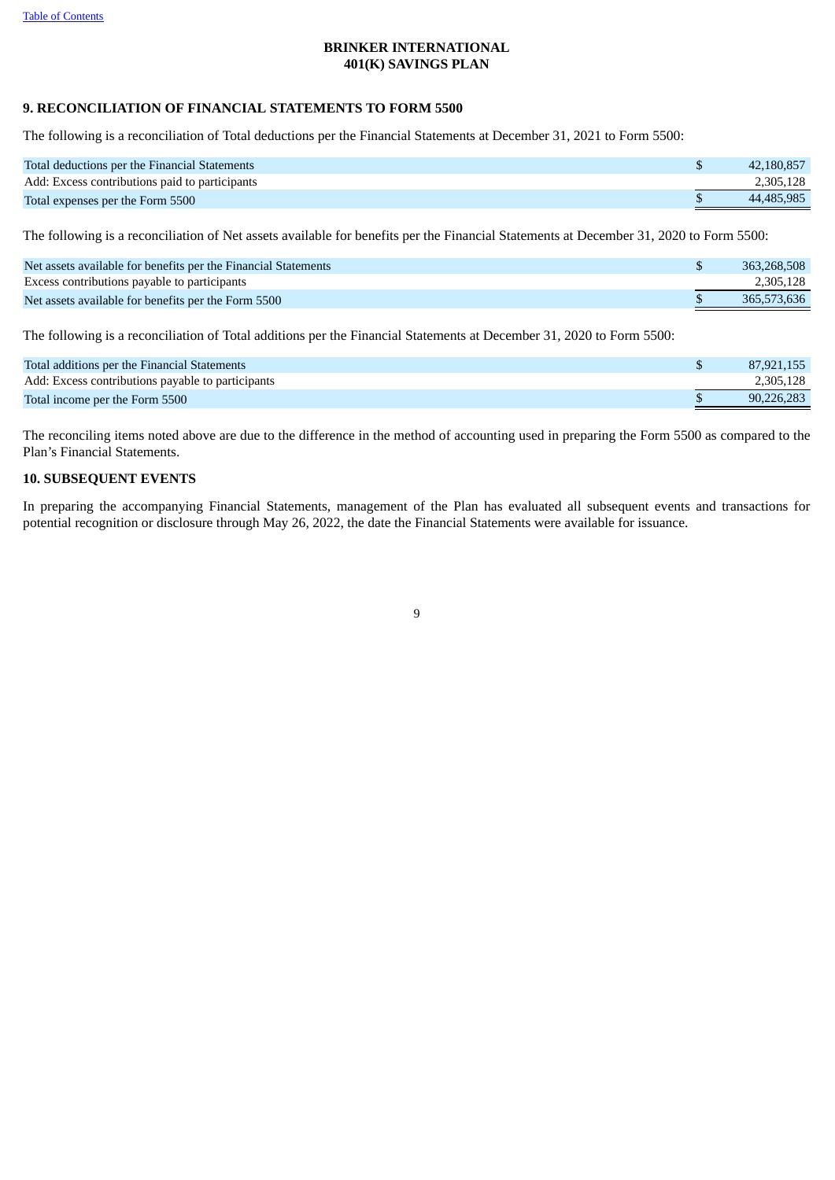Table of Contents

# BRINKER INTERNATIONAL
# 401(K) SAVINGS PLAN

## 9. RECONCILIATION OF FINANCIAL STATEMENTS TO FORM 5500

The following is a reconciliation of Total deductions per the Financial Statements at December 31, 2021 to Form 5500:

| | | |
|---|---|---|
| Total deductions per the Financial Statements | $ | 42,180,857 |
| Add: Excess contributions paid to participants | | 2,305,128 |
| Total expenses per the Form 5500 | $ | 44,485,985 |

The following is a reconciliation of Net assets available for benefits per the Financial Statements at December 31, 2020 to Form 5500:

| | | |
|---|---|---|
| Net assets available for benefits per the Financial Statements | $ | 363,268,508 |
| Excess contributions payable to participants | | 2,305,128 |
| Net assets available for benefits per the Form 5500 | $ | 365,573,636 |

The following is a reconciliation of Total additions per the Financial Statements at December 31, 2020 to Form 5500:

| | | |
|---|---|---|
| Total additions per the Financial Statements | $ | 87,921,155 |
| Add: Excess contributions payable to participants | | 2,305,128 |
| Total income per the Form 5500 | $ | 90,226,283 |

The reconciling items noted above are due to the difference in the method of accounting used in preparing the Form 5500 as compared to the Plan's Financial Statements.

## 10. SUBSEQUENT EVENTS

In preparing the accompanying Financial Statements, management of the Plan has evaluated all subsequent events and transactions for potential recognition or disclosure through May 26, 2022, the date the Financial Statements were available for issuance.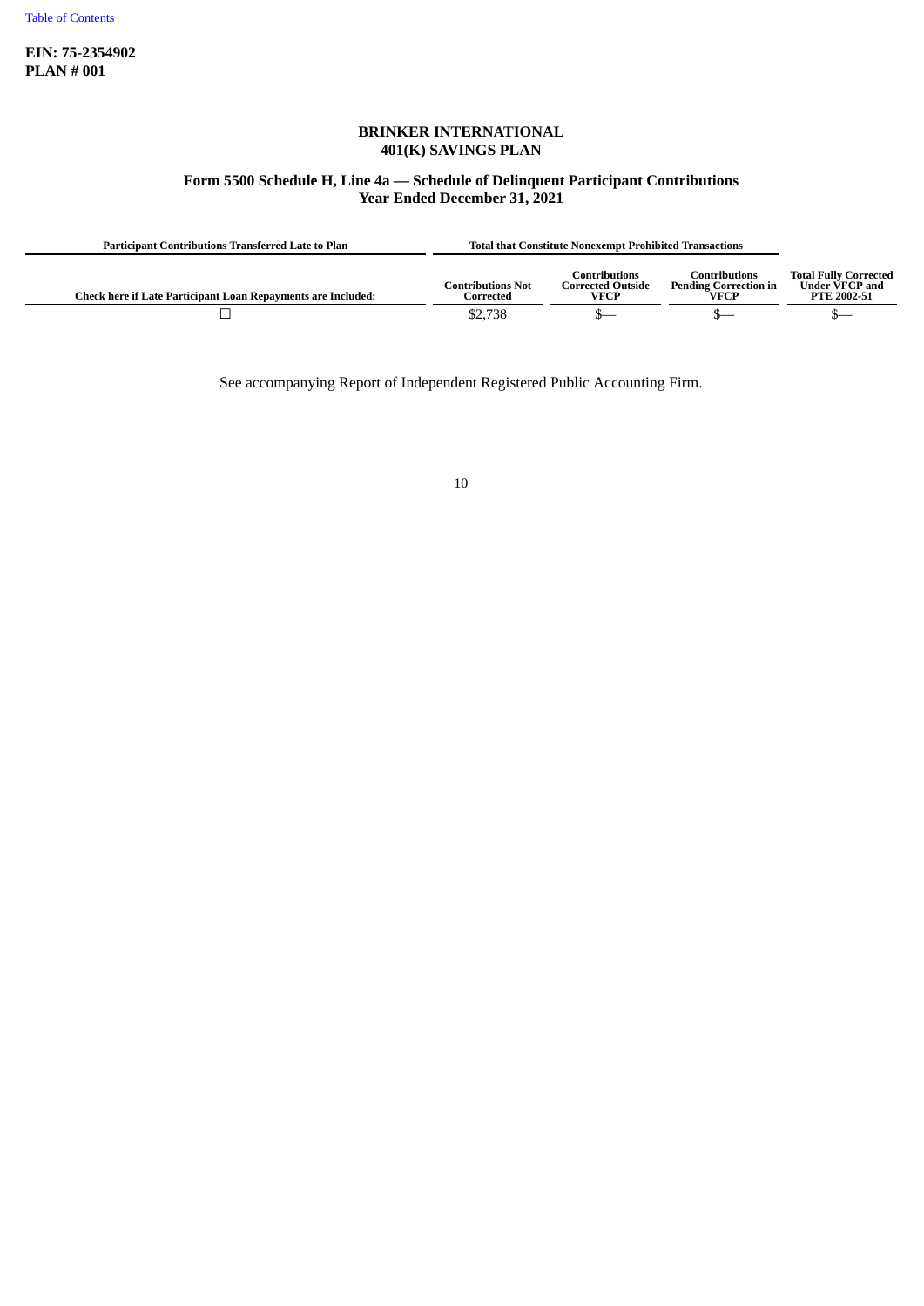**EIN: 75-2354902**
**PLAN # 001**

**BRINKER INTERNATIONAL**
**401(K) SAVINGS PLAN**

**Form 5500 Schedule H, Line 4a — Schedule of Delinquent Participant Contributions**
**Year Ended December 31, 2021**

| Participant Contributions Transferred Late to Plan | Total that Constitute Nonexempt Prohibited Transactions | | | |
|---|---|---|---|---|
| Check here if Late Participant Loan Repayments are Included: | Contributions Not Corrected | Contributions Corrected Outside VFCP | Contributions Pending Correction in VFCP | Total Fully Corrected Under VFCP and PTE 2002-51 |
| ☐ | $2,738 | $— | $— | $— |

See accompanying Report of Independent Registered Public Accounting Firm.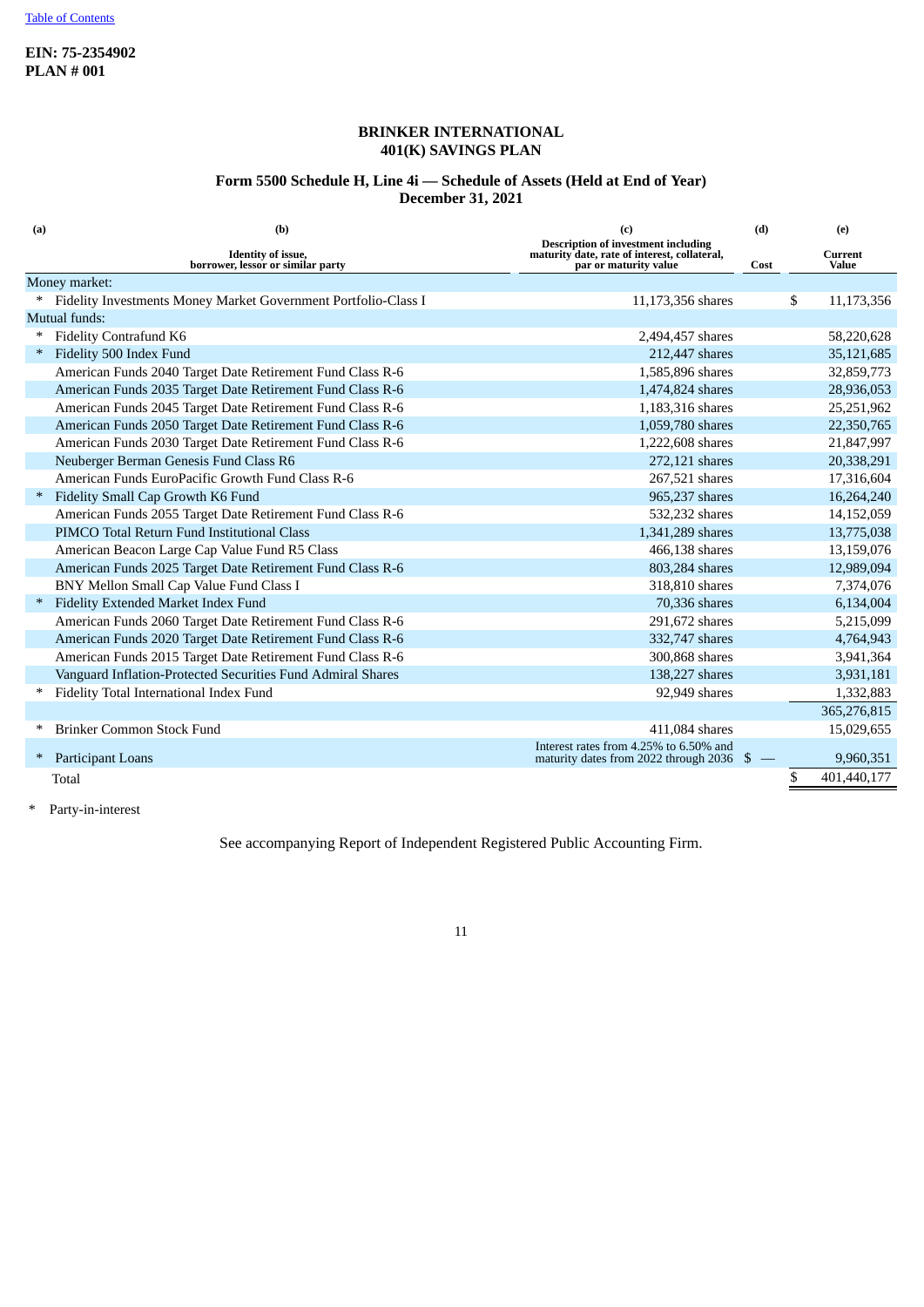EIN: 75-2354902
PLAN # 001

**BRINKER INTERNATIONAL**
**401(K) SAVINGS PLAN**

**Form 5500 Schedule H, Line 4i — Schedule of Assets (Held at End of Year)**
**December 31, 2021**

| (a) | (b)<br>Identity of issue, borrower, lessor or similar party | (c)<br>Description of investment including maturity date, rate of interest, collateral, par or maturity value | (d)<br>Cost | (e)<br>Current Value |
|---|---|---|---|---|
| Money market: | | | | |
| * | Fidelity Investments Money Market Government Portfolio-Class I | 11,173,356 shares | | $ 11,173,356 |
| Mutual funds: | | | | |
| * | Fidelity Contrafund K6 | 2,494,457 shares | | 58,220,628 |
| * | Fidelity 500 Index Fund | 212,447 shares | | 35,121,685 |
| | American Funds 2040 Target Date Retirement Fund Class R-6 | 1,585,896 shares | | 32,859,773 |
| | American Funds 2035 Target Date Retirement Fund Class R-6 | 1,474,824 shares | | 28,936,053 |
| | American Funds 2045 Target Date Retirement Fund Class R-6 | 1,183,316 shares | | 25,251,962 |
| | American Funds 2050 Target Date Retirement Fund Class R-6 | 1,059,780 shares | | 22,350,765 |
| | American Funds 2030 Target Date Retirement Fund Class R-6 | 1,222,608 shares | | 21,847,997 |
| | Neuberger Berman Genesis Fund Class R6 | 272,121 shares | | 20,338,291 |
| | American Funds EuroPacific Growth Fund Class R-6 | 267,521 shares | | 17,316,604 |
| * | Fidelity Small Cap Growth K6 Fund | 965,237 shares | | 16,264,240 |
| | American Funds 2055 Target Date Retirement Fund Class R-6 | 532,232 shares | | 14,152,059 |
| | PIMCO Total Return Fund Institutional Class | 1,341,289 shares | | 13,775,038 |
| | American Beacon Large Cap Value Fund R5 Class | 466,138 shares | | 13,159,076 |
| | American Funds 2025 Target Date Retirement Fund Class R-6 | 803,284 shares | | 12,989,094 |
| | BNY Mellon Small Cap Value Fund Class I | 318,810 shares | | 7,374,076 |
| * | Fidelity Extended Market Index Fund | 70,336 shares | | 6,134,004 |
| | American Funds 2060 Target Date Retirement Fund Class R-6 | 291,672 shares | | 5,215,099 |
| | American Funds 2020 Target Date Retirement Fund Class R-6 | 332,747 shares | | 4,764,943 |
| | American Funds 2015 Target Date Retirement Fund Class R-6 | 300,868 shares | | 3,941,364 |
| | Vanguard Inflation-Protected Securities Fund Admiral Shares | 138,227 shares | | 3,931,181 |
| * | Fidelity Total International Index Fund | 92,949 shares | | 1,332,883 |
| | | | | 365,276,815 |
| * | Brinker Common Stock Fund | 411,084 shares | | 15,029,655 |
| * | Participant Loans | Interest rates from 4.25% to 6.50% and maturity dates from 2022 through 2036 | $ — | 9,960,351 |
| | Total | | | $ 401,440,177 |

\* Party-in-interest

See accompanying Report of Independent Registered Public Accounting Firm.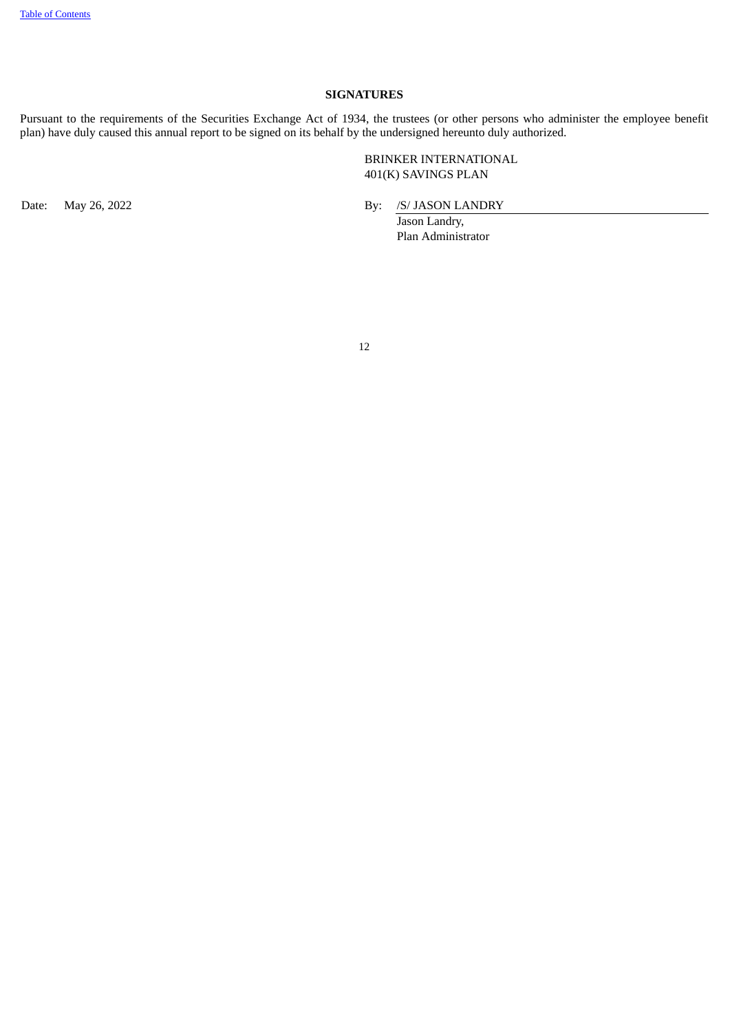## SIGNATURES

Pursuant to the requirements of the Securities Exchange Act of 1934, the trustees (or other persons who administer the employee benefit plan) have duly caused this annual report to be signed on its behalf by the undersigned hereunto duly authorized.

BRINKER INTERNATIONAL
401(K) SAVINGS PLAN

Date: May 26, 2022

By: /S/ JASON LANDRY
Jason Landry,
Plan Administrator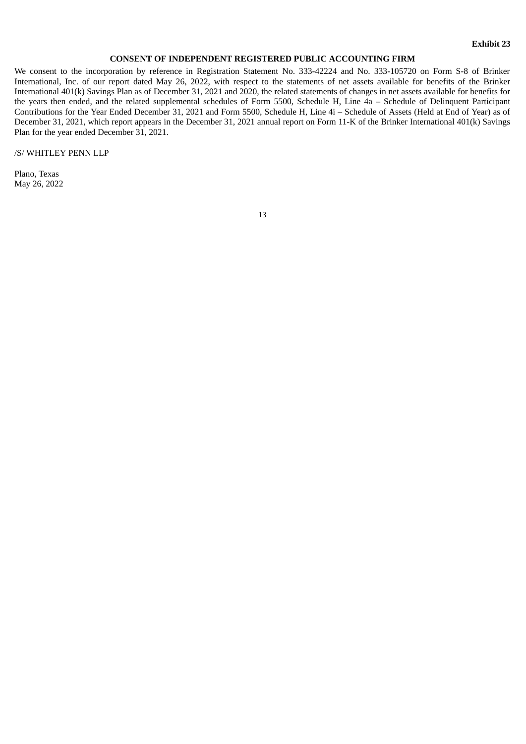**Exhibit 23**

**CONSENT OF INDEPENDENT REGISTERED PUBLIC ACCOUNTING FIRM**

We consent to the incorporation by reference in Registration Statement No. 333-42224 and No. 333-105720 on Form S-8 of Brinker International, Inc. of our report dated May 26, 2022, with respect to the statements of net assets available for benefits of the Brinker International 401(k) Savings Plan as of December 31, 2021 and 2020, the related statements of changes in net assets available for benefits for the years then ended, and the related supplemental schedules of Form 5500, Schedule H, Line 4a – Schedule of Delinquent Participant Contributions for the Year Ended December 31, 2021 and Form 5500, Schedule H, Line 4i – Schedule of Assets (Held at End of Year) as of December 31, 2021, which report appears in the December 31, 2021 annual report on Form 11-K of the Brinker International 401(k) Savings Plan for the year ended December 31, 2021.

/S/ WHITLEY PENN LLP

Plano, Texas
May 26, 2022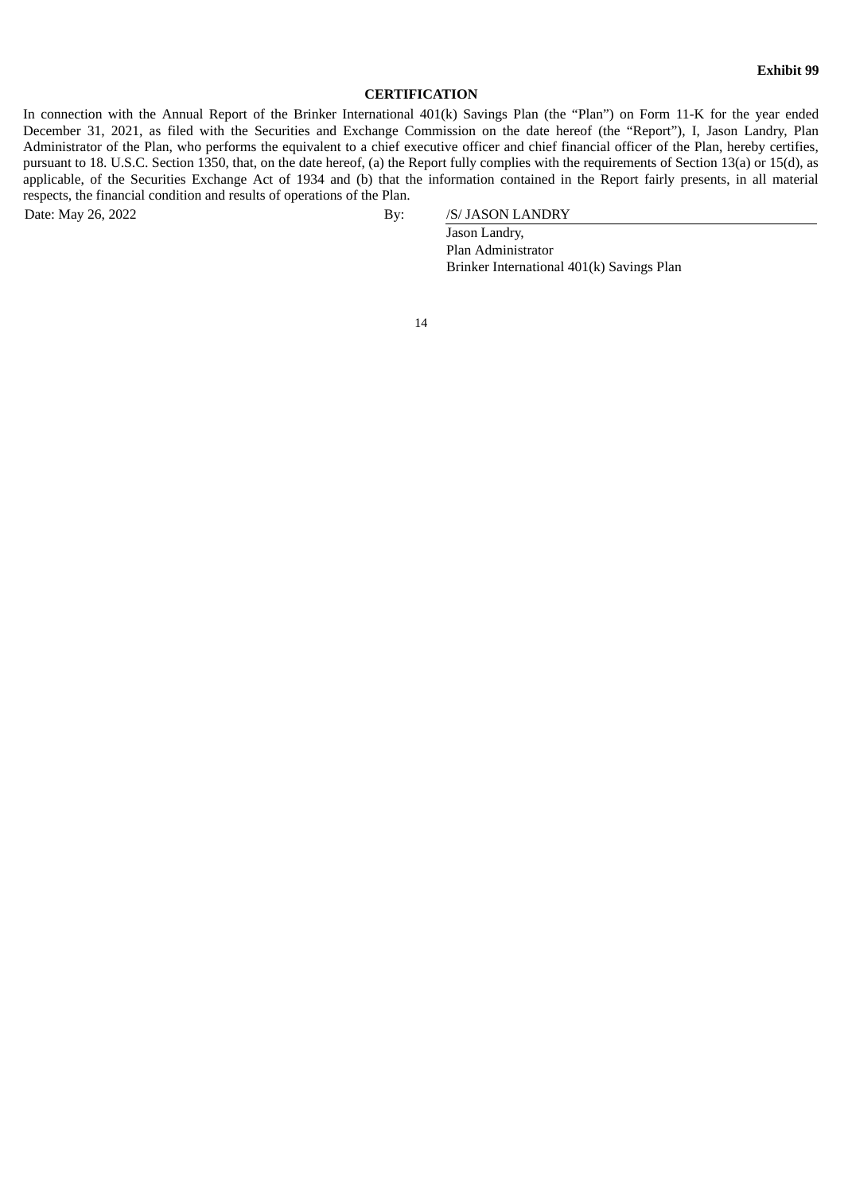**Exhibit 99**

**CERTIFICATION**

In connection with the Annual Report of the Brinker International 401(k) Savings Plan (the "Plan") on Form 11-K for the year ended December 31, 2021, as filed with the Securities and Exchange Commission on the date hereof (the "Report"), I, Jason Landry, Plan Administrator of the Plan, who performs the equivalent to a chief executive officer and chief financial officer of the Plan, hereby certifies, pursuant to 18. U.S.C. Section 1350, that, on the date hereof, (a) the Report fully complies with the requirements of Section 13(a) or 15(d), as applicable, of the Securities Exchange Act of 1934 and (b) that the information contained in the Report fairly presents, in all material respects, the financial condition and results of operations of the Plan.

Date: May 26, 2022

By: /S/ JASON LANDRY

Jason Landry,
Plan Administrator
Brinker International 401(k) Savings Plan